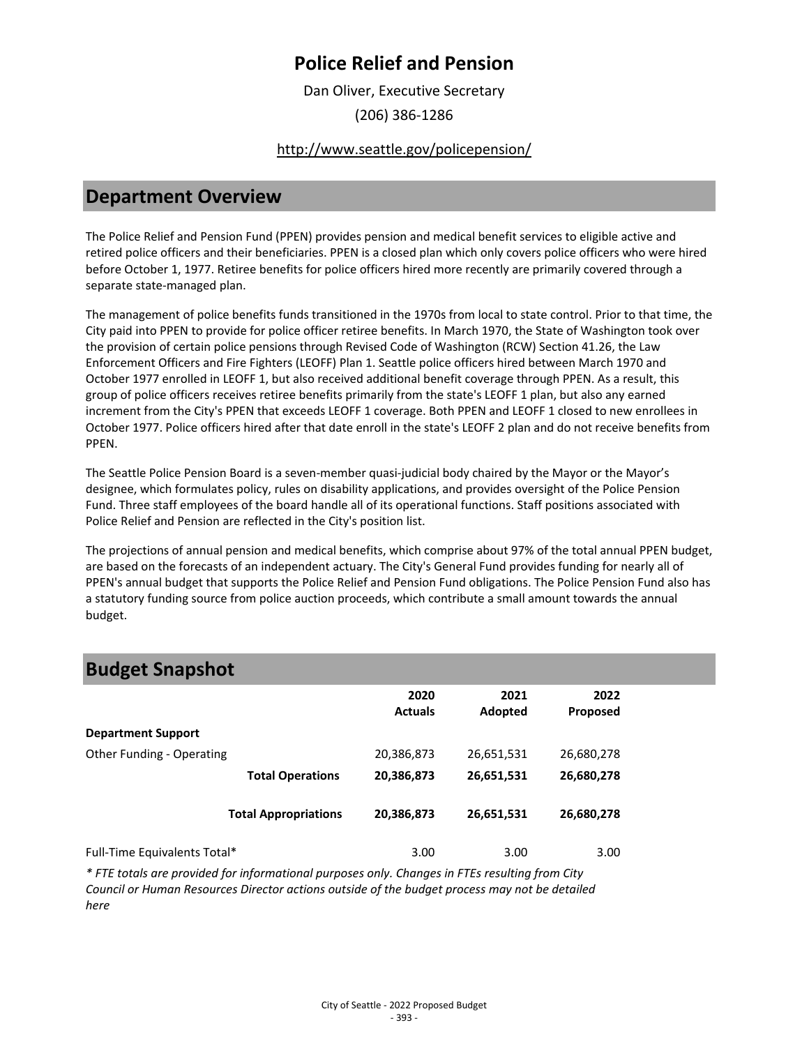# Police Relief and Pension

Dan Oliver, Executive Secretary

(206) 386-1286

http://www.seattle.gov/policepension/

## Department Overview

The Police Relief and Pension Fund (PPEN) provides pension and medical benefit services to eligible active and retired police officers and their beneficiaries. PPEN is a closed plan which only covers police officers who were hired before October 1, 1977. Retiree benefits for police officers hired more recently are primarily covered through a separate state-managed plan.

The management of police benefits funds transitioned in the 1970s from local to state control. Prior to that time, the City paid into PPEN to provide for police officer retiree benefits. In March 1970, the State of Washington took over the provision of certain police pensions through Revised Code of Washington (RCW) Section 41.26, the Law Enforcement Officers and Fire Fighters (LEOFF) Plan 1. Seattle police officers hired between March 1970 and October 1977 enrolled in LEOFF 1, but also received additional benefit coverage through PPEN. As a result, this group of police officers receives retiree benefits primarily from the state's LEOFF 1 plan, but also any earned increment from the City's PPEN that exceeds LEOFF 1 coverage. Both PPEN and LEOFF 1 closed to new enrollees in October 1977. Police officers hired after that date enroll in the state's LEOFF 2 plan and do not receive benefits from PPEN.

The Seattle Police Pension Board is a seven-member quasi-judicial body chaired by the Mayor or the Mayor's designee, which formulates policy, rules on disability applications, and provides oversight of the Police Pension Fund. Three staff employees of the board handle all of its operational functions. Staff positions associated with Police Relief and Pension are reflected in the City's position list.

The projections of annual pension and medical benefits, which comprise about 97% of the total annual PPEN budget, are based on the forecasts of an independent actuary. The City's General Fund provides funding for nearly all of PPEN's annual budget that supports the Police Relief and Pension Fund obligations. The Police Pension Fund also has a statutory funding source from police auction proceeds, which contribute a small amount towards the annual budget.

## Budget Snapshot

| | 2020 Actuals | 2021 Adopted | 2022 Proposed |
|---|---|---|---|
| **Department Support** | | | |
| Other Funding - Operating | 20,386,873 | 26,651,531 | 26,680,278 |
| **Total Operations** | **20,386,873** | **26,651,531** | **26,680,278** |
| **Total Appropriations** | **20,386,873** | **26,651,531** | **26,680,278** |
| Full-Time Equivalents Total* | 3.00 | 3.00 | 3.00 |

*\* FTE totals are provided for informational purposes only. Changes in FTEs resulting from City Council or Human Resources Director actions outside of the budget process may not be detailed here*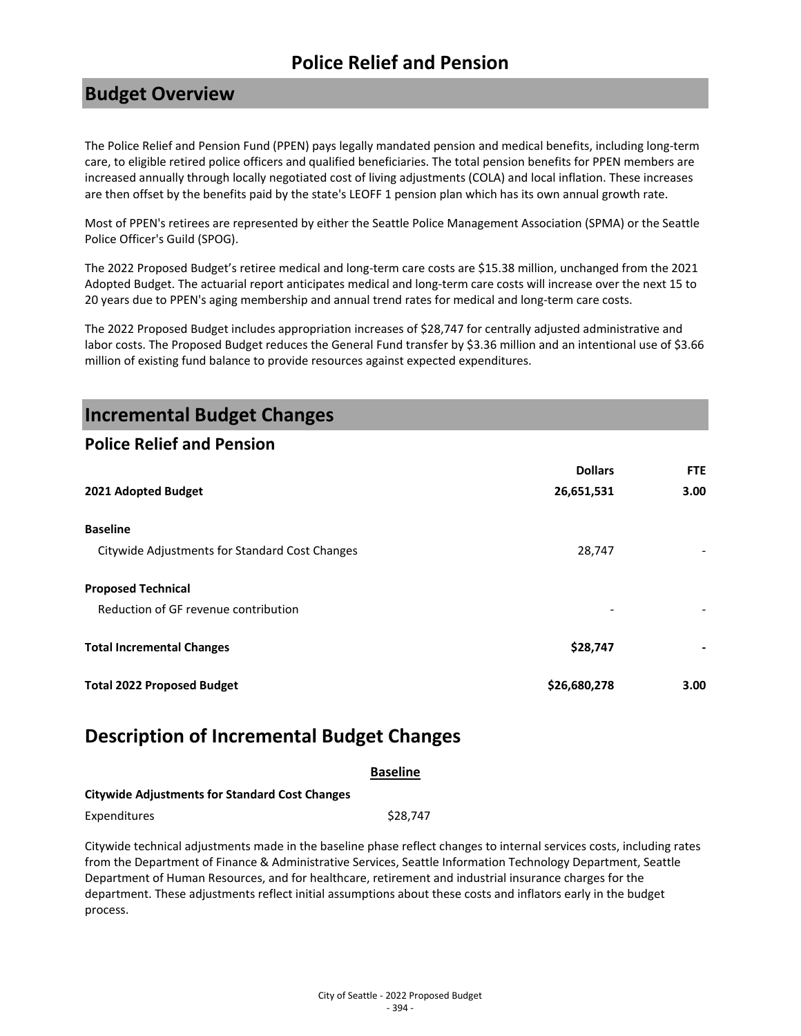# Police Relief and Pension

## Budget Overview

The Police Relief and Pension Fund (PPEN) pays legally mandated pension and medical benefits, including long-term care, to eligible retired police officers and qualified beneficiaries. The total pension benefits for PPEN members are increased annually through locally negotiated cost of living adjustments (COLA) and local inflation. These increases are then offset by the benefits paid by the state's LEOFF 1 pension plan which has its own annual growth rate.

Most of PPEN's retirees are represented by either the Seattle Police Management Association (SPMA) or the Seattle Police Officer's Guild (SPOG).

The 2022 Proposed Budget's retiree medical and long-term care costs are $15.38 million, unchanged from the 2021 Adopted Budget. The actuarial report anticipates medical and long-term care costs will increase over the next 15 to 20 years due to PPEN's aging membership and annual trend rates for medical and long-term care costs.

The 2022 Proposed Budget includes appropriation increases of $28,747 for centrally adjusted administrative and labor costs. The Proposed Budget reduces the General Fund transfer by $3.36 million and an intentional use of $3.66 million of existing fund balance to provide resources against expected expenditures.

## Incremental Budget Changes

### Police Relief and Pension

| | Dollars | FTE |
|---|---|---|
| **2021 Adopted Budget** | **26,651,531** | **3.00** |
| **Baseline** | | |
| Citywide Adjustments for Standard Cost Changes | 28,747 | - |
| **Proposed Technical** | | |
| Reduction of GF revenue contribution | - | - |
| **Total Incremental Changes** | **$28,747** | **-** |
| **Total 2022 Proposed Budget** | **$26,680,278** | **3.00** |

## Description of Incremental Budget Changes

**Baseline**

**Citywide Adjustments for Standard Cost Changes**

| | |
|---|---|
| Expenditures | $28,747 |

Citywide technical adjustments made in the baseline phase reflect changes to internal services costs, including rates from the Department of Finance & Administrative Services, Seattle Information Technology Department, Seattle Department of Human Resources, and for healthcare, retirement and industrial insurance charges for the department. These adjustments reflect initial assumptions about these costs and inflators early in the budget process.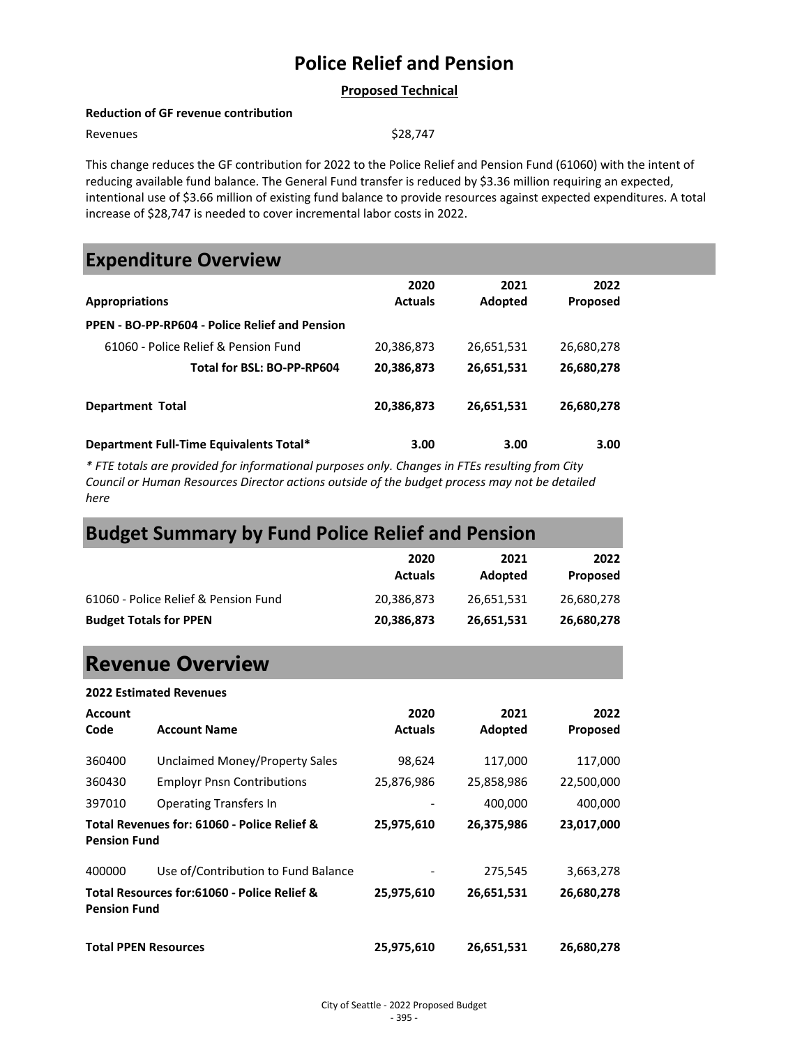# Police Relief and Pension

**Proposed Technical**

**Reduction of GF revenue contribution**

Revenues $28,747

This change reduces the GF contribution for 2022 to the Police Relief and Pension Fund (61060) with the intent of reducing available fund balance. The General Fund transfer is reduced by $3.36 million requiring an expected, intentional use of $3.66 million of existing fund balance to provide resources against expected expenditures. A total increase of $28,747 is needed to cover incremental labor costs in 2022.

## Expenditure Overview

| Appropriations | 2020 Actuals | 2021 Adopted | 2022 Proposed |
|---|---|---|---|
| **PPEN - BO-PP-RP604 - Police Relief and Pension** | | | |
| 61060 - Police Relief & Pension Fund | 20,386,873 | 26,651,531 | 26,680,278 |
| **Total for BSL: BO-PP-RP604** | **20,386,873** | **26,651,531** | **26,680,278** |
| **Department Total** | **20,386,873** | **26,651,531** | **26,680,278** |
| **Department Full-Time Equivalents Total*** | **3.00** | **3.00** | **3.00** |

*\* FTE totals are provided for informational purposes only. Changes in FTEs resulting from City Council or Human Resources Director actions outside of the budget process may not be detailed here*

## Budget Summary by Fund Police Relief and Pension

| | 2020 Actuals | 2021 Adopted | 2022 Proposed |
|---|---|---|---|
| 61060 - Police Relief & Pension Fund | 20,386,873 | 26,651,531 | 26,680,278 |
| **Budget Totals for PPEN** | **20,386,873** | **26,651,531** | **26,680,278** |

## Revenue Overview

**2022 Estimated Revenues**

| Account Code | Account Name | 2020 Actuals | 2021 Adopted | 2022 Proposed |
|---|---|---|---|---|
| 360400 | Unclaimed Money/Property Sales | 98,624 | 117,000 | 117,000 |
| 360430 | Employr Pnsn Contributions | 25,876,986 | 25,858,986 | 22,500,000 |
| 397010 | Operating Transfers In | - | 400,000 | 400,000 |
| **Total Revenues for: 61060 - Police Relief & Pension Fund** | | **25,975,610** | **26,375,986** | **23,017,000** |
| 400000 | Use of/Contribution to Fund Balance | - | 275,545 | 3,663,278 |
| **Total Resources for:61060 - Police Relief & Pension Fund** | | **25,975,610** | **26,651,531** | **26,680,278** |
| **Total PPEN Resources** | | **25,975,610** | **26,651,531** | **26,680,278** |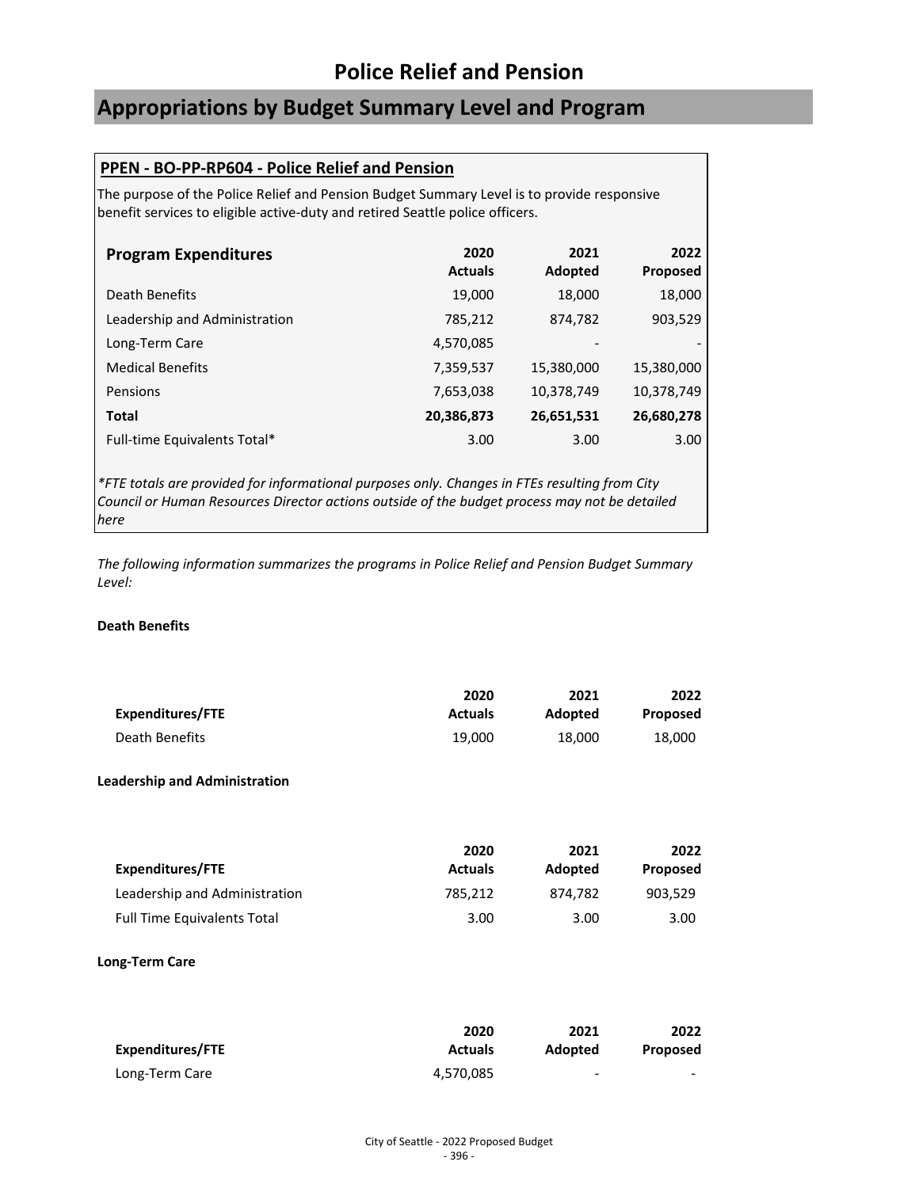# Police Relief and Pension

## Appropriations by Budget Summary Level and Program

### PPEN - BO-PP-RP604 - Police Relief and Pension

The purpose of the Police Relief and Pension Budget Summary Level is to provide responsive benefit services to eligible active-duty and retired Seattle police officers.

| Program Expenditures | 2020 Actuals | 2021 Adopted | 2022 Proposed |
|---|---|---|---|
| Death Benefits | 19,000 | 18,000 | 18,000 |
| Leadership and Administration | 785,212 | 874,782 | 903,529 |
| Long-Term Care | 4,570,085 | - | - |
| Medical Benefits | 7,359,537 | 15,380,000 | 15,380,000 |
| Pensions | 7,653,038 | 10,378,749 | 10,378,749 |
| **Total** | **20,386,873** | **26,651,531** | **26,680,278** |
| Full-time Equivalents Total* | 3.00 | 3.00 | 3.00 |

*\*FTE totals are provided for informational purposes only. Changes in FTEs resulting from City Council or Human Resources Director actions outside of the budget process may not be detailed here*

*The following information summarizes the programs in Police Relief and Pension Budget Summary Level:*

**Death Benefits**

| Expenditures/FTE | 2020 Actuals | 2021 Adopted | 2022 Proposed |
|---|---|---|---|
| Death Benefits | 19,000 | 18,000 | 18,000 |

**Leadership and Administration**

| Expenditures/FTE | 2020 Actuals | 2021 Adopted | 2022 Proposed |
|---|---|---|---|
| Leadership and Administration | 785,212 | 874,782 | 903,529 |
| Full Time Equivalents Total | 3.00 | 3.00 | 3.00 |

**Long-Term Care**

| Expenditures/FTE | 2020 Actuals | 2021 Adopted | 2022 Proposed |
|---|---|---|---|
| Long-Term Care | 4,570,085 | - | - |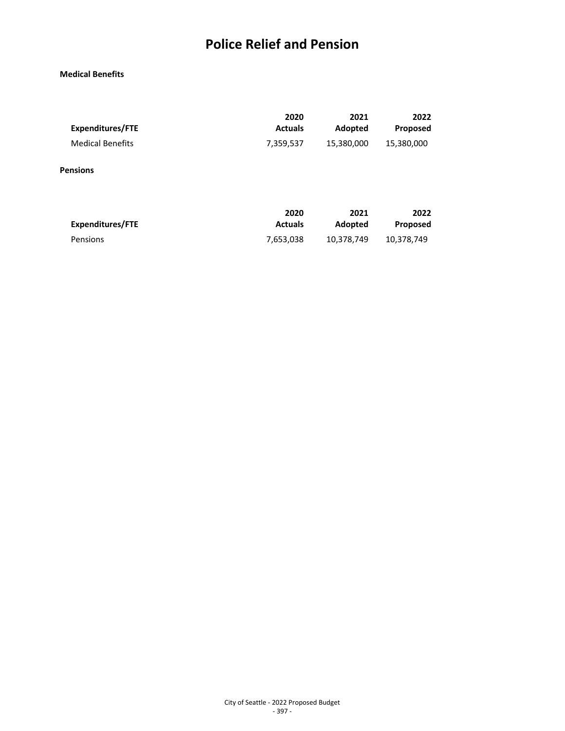# Police Relief and Pension

**Medical Benefits**

| Expenditures/FTE | 2020 Actuals | 2021 Adopted | 2022 Proposed |
|---|---|---|---|
| Medical Benefits | 7,359,537 | 15,380,000 | 15,380,000 |

**Pensions**

| Expenditures/FTE | 2020 Actuals | 2021 Adopted | 2022 Proposed |
|---|---|---|---|
| Pensions | 7,653,038 | 10,378,749 | 10,378,749 |